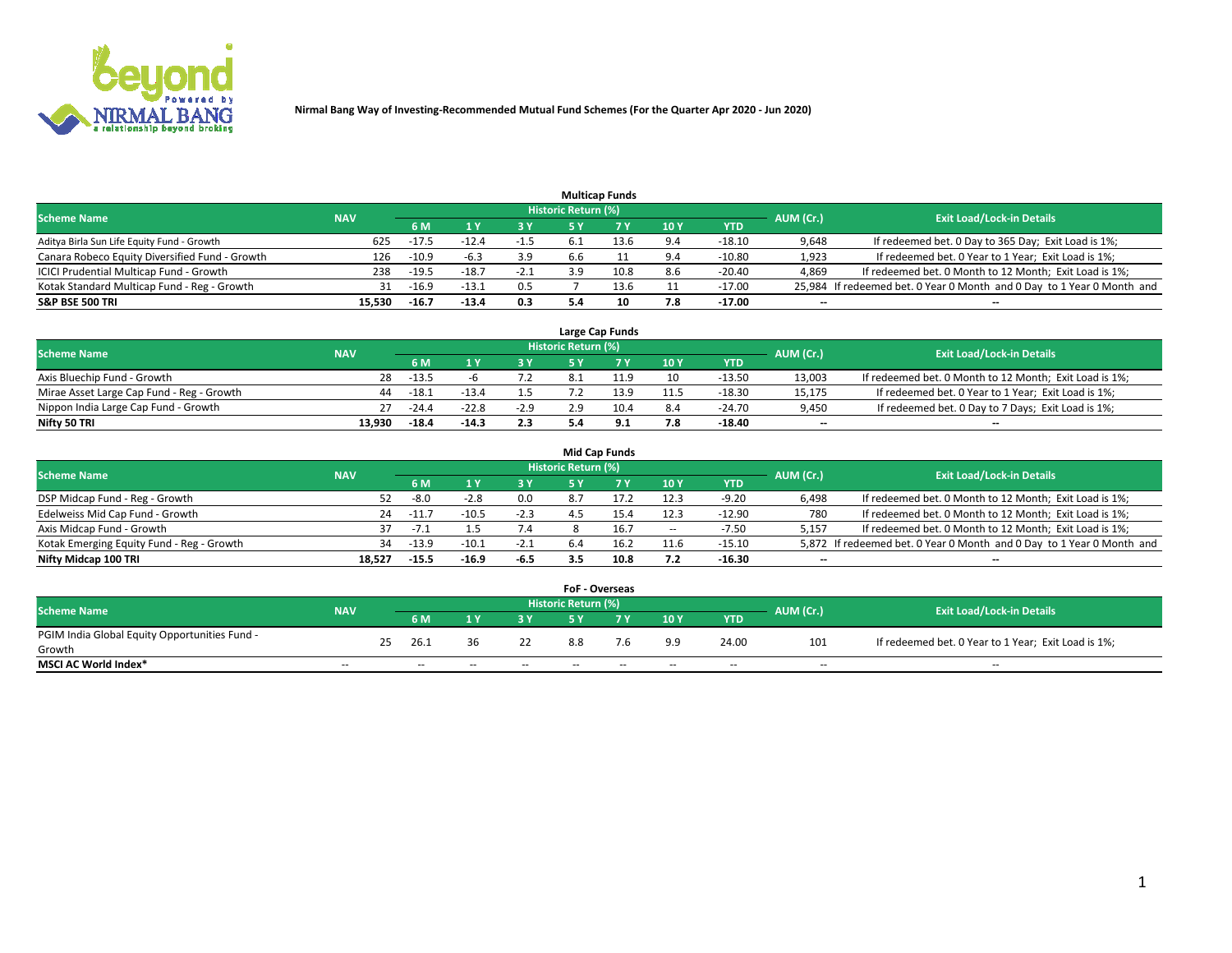**Nirmal Bang Way of Investing-Recommended Mutual Fund Schemes (For the Quarter Apr 2020 - Jun 2020)**

### Multicap Funds

| Scheme Name | NAV | Historic Return (%) | | | | | | | AUM (Cr.) | Exit Load/Lock-in Details |
|---|---|---|---|---|---|---|---|---|---|---|
| | | 6 M | 1 Y | 3 Y | 5 Y | 7 Y | 10 Y | YTD | | |
| Aditya Birla Sun Life Equity Fund - Growth | 625 | -17.5 | -12.4 | -1.5 | 6.1 | 13.6 | 9.4 | -18.10 | 9,648 | If redeemed bet. 0 Day to 365 Day; Exit Load is 1%; |
| Canara Robeco Equity Diversified Fund - Growth | 126 | -10.9 | -6.3 | 3.9 | 6.6 | 11 | 9.4 | -10.80 | 1,923 | If redeemed bet. 0 Year to 1 Year; Exit Load is 1%; |
| ICICI Prudential Multicap Fund - Growth | 238 | -19.5 | -18.7 | -2.1 | 3.9 | 10.8 | 8.6 | -20.40 | 4,869 | If redeemed bet. 0 Month to 12 Month; Exit Load is 1%; |
| Kotak Standard Multicap Fund - Reg - Growth | 31 | -16.9 | -13.1 | 0.5 | 7 | 13.6 | 11 | -17.00 | 25,984 | If redeemed bet. 0 Year 0 Month and 0 Day to 1 Year 0 Month and |
| **S&P BSE 500 TRI** | **15,530** | **-16.7** | **-13.4** | **0.3** | **5.4** | **10** | **7.8** | **-17.00** | **--** | **--** |

### Large Cap Funds

| Scheme Name | NAV | Historic Return (%) | | | | | | | AUM (Cr.) | Exit Load/Lock-in Details |
|---|---|---|---|---|---|---|---|---|---|---|
| | | 6 M | 1 Y | 3 Y | 5 Y | 7 Y | 10 Y | YTD | | |
| Axis Bluechip Fund - Growth | 28 | -13.5 | -6 | 7.2 | 8.1 | 11.9 | 10 | -13.50 | 13,003 | If redeemed bet. 0 Month to 12 Month; Exit Load is 1%; |
| Mirae Asset Large Cap Fund - Reg - Growth | 44 | -18.1 | -13.4 | 1.5 | 7.2 | 13.9 | 11.5 | -18.30 | 15,175 | If redeemed bet. 0 Year to 1 Year; Exit Load is 1%; |
| Nippon India Large Cap Fund - Growth | 27 | -24.4 | -22.8 | -2.9 | 2.9 | 10.4 | 8.4 | -24.70 | 9,450 | If redeemed bet. 0 Day to 7 Days; Exit Load is 1%; |
| **Nifty 50 TRI** | **13,930** | **-18.4** | **-14.3** | **2.3** | **5.4** | **9.1** | **7.8** | **-18.40** | **--** | **--** |

### Mid Cap Funds

| Scheme Name | NAV | Historic Return (%) | | | | | | | AUM (Cr.) | Exit Load/Lock-in Details |
|---|---|---|---|---|---|---|---|---|---|---|
| | | 6 M | 1 Y | 3 Y | 5 Y | 7 Y | 10 Y | YTD | | |
| DSP Midcap Fund - Reg - Growth | 52 | -8.0 | -2.8 | 0.0 | 8.7 | 17.2 | 12.3 | -9.20 | 6,498 | If redeemed bet. 0 Month to 12 Month; Exit Load is 1%; |
| Edelweiss Mid Cap Fund - Growth | 24 | -11.7 | -10.5 | -2.3 | 4.5 | 15.4 | 12.3 | -12.90 | 780 | If redeemed bet. 0 Month to 12 Month; Exit Load is 1%; |
| Axis Midcap Fund - Growth | 37 | -7.1 | 1.5 | 7.4 | 8 | 16.7 | -- | -7.50 | 5,157 | If redeemed bet. 0 Month to 12 Month; Exit Load is 1%; |
| Kotak Emerging Equity Fund - Reg - Growth | 34 | -13.9 | -10.1 | -2.1 | 6.4 | 16.2 | 11.6 | -15.10 | 5,872 | If redeemed bet. 0 Year 0 Month and 0 Day to 1 Year 0 Month and |
| **Nifty Midcap 100 TRI** | **18,527** | **-15.5** | **-16.9** | **-6.5** | **3.5** | **10.8** | **7.2** | **-16.30** | **--** | **--** |

### FoF - Overseas

| Scheme Name | NAV | Historic Return (%) | | | | | | | AUM (Cr.) | Exit Load/Lock-in Details |
|---|---|---|---|---|---|---|---|---|---|---|
| | | 6 M | 1 Y | 3 Y | 5 Y | 7 Y | 10 Y | YTD | | |
| PGIM India Global Equity Opportunities Fund - Growth | 25 | 26.1 | 36 | 22 | 8.8 | 7.6 | 9.9 | 24.00 | 101 | If redeemed bet. 0 Year to 1 Year; Exit Load is 1%; |
| **MSCI AC World Index*** | -- | -- | -- | -- | -- | -- | -- | -- | -- | -- |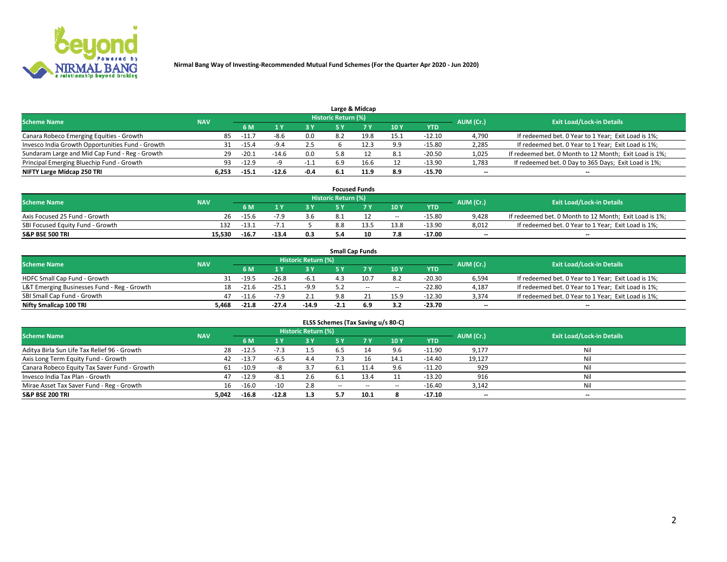Nirmal Bang Way of Investing-Recommended Mutual Fund Schemes (For the Quarter Apr 2020 - Jun 2020)

## Large & Midcap

| Scheme Name | NAV | Historic Return (%) | | | | | | | AUM (Cr.) | Exit Load/Lock-in Details |
|---|---|---|---|---|---|---|---|---|---|---|
| | | 6 M | 1 Y | 3 Y | 5 Y | 7 Y | 10 Y | YTD | | |
| Canara Robeco Emerging Equities - Growth | 85 | -11.7 | -8.6 | 0.0 | 8.2 | 19.8 | 15.1 | -12.10 | 4,790 | If redeemed bet. 0 Year to 1 Year; Exit Load is 1%; |
| Invesco India Growth Opportunities Fund - Growth | 31 | -15.4 | -9.4 | 2.5 | 6 | 12.3 | 9.9 | -15.80 | 2,285 | If redeemed bet. 0 Year to 1 Year; Exit Load is 1%; |
| Sundaram Large and Mid Cap Fund - Reg - Growth | 29 | -20.1 | -14.6 | 0.0 | 5.8 | 12 | 8.1 | -20.50 | 1,025 | If redeemed bet. 0 Month to 12 Month; Exit Load is 1%; |
| Principal Emerging Bluechip Fund - Growth | 93 | -12.9 | -9 | -1.1 | 6.9 | 16.6 | 12 | -13.90 | 1,783 | If redeemed bet. 0 Day to 365 Days; Exit Load is 1%; |
| **NIFTY Large Midcap 250 TRI** | **6,253** | **-15.1** | **-12.6** | **-0.4** | **6.1** | **11.9** | **8.9** | **-15.70** | **--** | **--** |

## Focused Funds

| Scheme Name | NAV | Historic Return (%) | | | | | | | AUM (Cr.) | Exit Load/Lock-in Details |
|---|---|---|---|---|---|---|---|---|---|---|
| | | 6 M | 1 Y | 3 Y | 5 Y | 7 Y | 10 Y | YTD | | |
| Axis Focused 25 Fund - Growth | 26 | -15.6 | -7.9 | 3.6 | 8.1 | 12 | -- | -15.80 | 9,428 | If redeemed bet. 0 Month to 12 Month; Exit Load is 1%; |
| SBI Focused Equity Fund - Growth | 132 | -13.1 | -7.1 | 5 | 8.8 | 13.5 | 13.8 | -13.90 | 8,012 | If redeemed bet. 0 Year to 1 Year; Exit Load is 1%; |
| **S&P BSE 500 TRI** | **15,530** | **-16.7** | **-13.4** | **0.3** | **5.4** | **10** | **7.8** | **-17.00** | **--** | **--** |

## Small Cap Funds

| Scheme Name | NAV | Historic Return (%) | | | | | | | AUM (Cr.) | Exit Load/Lock-in Details |
|---|---|---|---|---|---|---|---|---|---|---|
| | | 6 M | 1 Y | 3 Y | 5 Y | 7 Y | 10 Y | YTD | | |
| HDFC Small Cap Fund - Growth | 31 | -19.5 | -26.8 | -6.1 | 4.3 | 10.7 | 8.2 | -20.30 | 6,594 | If redeemed bet. 0 Year to 1 Year; Exit Load is 1%; |
| L&T Emerging Businesses Fund - Reg - Growth | 18 | -21.6 | -25.1 | -9.9 | 5.2 | -- | -- | -22.80 | 4,187 | If redeemed bet. 0 Year to 1 Year; Exit Load is 1%; |
| SBI Small Cap Fund - Growth | 47 | -11.6 | -7.9 | 2.1 | 9.8 | 21 | 15.9 | -12.30 | 3,374 | If redeemed bet. 0 Year to 1 Year; Exit Load is 1%; |
| **Nifty Smallcap 100 TRI** | **5,468** | **-21.8** | **-27.4** | **-14.9** | **-2.1** | **6.9** | **3.2** | **-23.70** | **--** | **--** |

## ELSS Schemes (Tax Saving u/s 80-C)

| Scheme Name | NAV | Historic Return (%) | | | | | | | AUM (Cr.) | Exit Load/Lock-in Details |
|---|---|---|---|---|---|---|---|---|---|---|
| | | 6 M | 1 Y | 3 Y | 5 Y | 7 Y | 10 Y | YTD | | |
| Aditya Birla Sun Life Tax Relief 96 - Growth | 28 | -12.5 | -7.3 | 1.5 | 6.5 | 14 | 9.6 | -11.90 | 9,177 | Nil |
| Axis Long Term Equity Fund - Growth | 42 | -13.7 | -6.5 | 4.4 | 7.3 | 16 | 14.1 | -14.40 | 19,127 | Nil |
| Canara Robeco Equity Tax Saver Fund - Growth | 61 | -10.9 | -8 | 3.7 | 6.1 | 11.4 | 9.6 | -11.20 | 929 | Nil |
| Invesco India Tax Plan - Growth | 47 | -12.9 | -8.1 | 2.6 | 6.1 | 13.4 | 11 | -13.20 | 916 | Nil |
| Mirae Asset Tax Saver Fund - Reg - Growth | 16 | -16.0 | -10 | 2.8 | -- | -- | -- | -16.40 | 3,142 | Nil |
| **S&P BSE 200 TRI** | **5,042** | **-16.8** | **-12.8** | **1.3** | **5.7** | **10.1** | **8** | **-17.10** | **--** | **--** |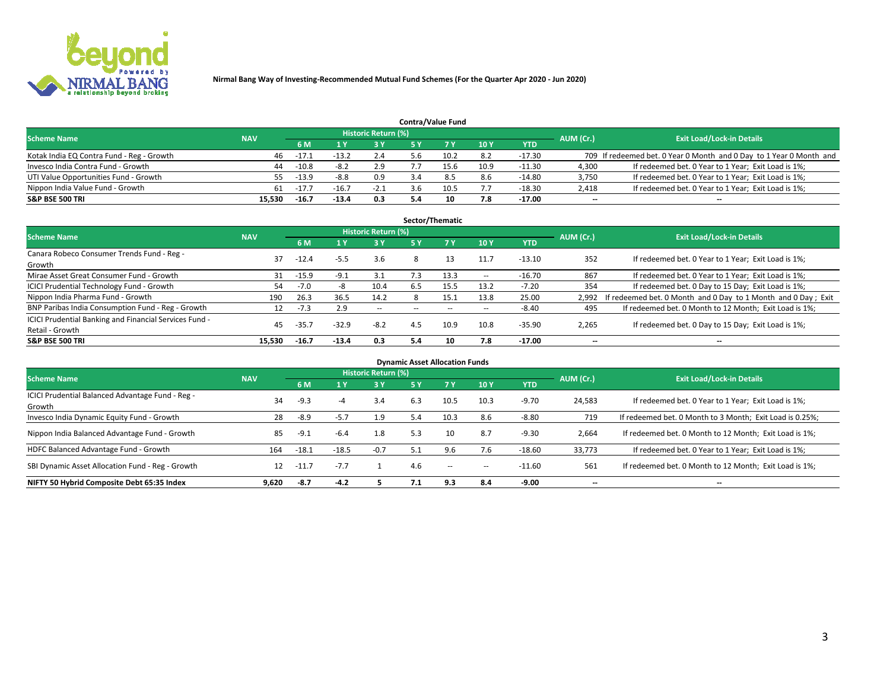Nirmal Bang Way of Investing-Recommended Mutual Fund Schemes (For the Quarter Apr 2020 - Jun 2020)

## Contra/Value Fund

| Scheme Name | NAV | Historic Return (%) | | | | | | | AUM (Cr.) | Exit Load/Lock-in Details |
|---|---|---|---|---|---|---|---|---|---|---|
| | | 6 M | 1 Y | 3 Y | 5 Y | 7 Y | 10 Y | YTD | | |
| Kotak India EQ Contra Fund - Reg - Growth | 46 | -17.1 | -13.2 | 2.4 | 5.6 | 10.2 | 8.2 | -17.30 | 709 | If redeemed bet. 0 Year 0 Month and 0 Day to 1 Year 0 Month and |
| Invesco India Contra Fund - Growth | 44 | -10.8 | -8.2 | 2.9 | 7.7 | 15.6 | 10.9 | -11.30 | 4,300 | If redeemed bet. 0 Year to 1 Year; Exit Load is 1%; |
| UTI Value Opportunities Fund - Growth | 55 | -13.9 | -8.8 | 0.9 | 3.4 | 8.5 | 8.6 | -14.80 | 3,750 | If redeemed bet. 0 Year to 1 Year; Exit Load is 1%; |
| Nippon India Value Fund - Growth | 61 | -17.7 | -16.7 | -2.1 | 3.6 | 10.5 | 7.7 | -18.30 | 2,418 | If redeemed bet. 0 Year to 1 Year; Exit Load is 1%; |
| **S&P BSE 500 TRI** | **15,530** | **-16.7** | **-13.4** | **0.3** | **5.4** | **10** | **7.8** | **-17.00** | **--** | **--** |

## Sector/Thematic

| Scheme Name | NAV | Historic Return (%) | | | | | | | AUM (Cr.) | Exit Load/Lock-in Details |
|---|---|---|---|---|---|---|---|---|---|---|
| | | 6 M | 1 Y | 3 Y | 5 Y | 7 Y | 10 Y | YTD | | |
| Canara Robeco Consumer Trends Fund - Reg - Growth | 37 | -12.4 | -5.5 | 3.6 | 8 | 13 | 11.7 | -13.10 | 352 | If redeemed bet. 0 Year to 1 Year; Exit Load is 1%; |
| Mirae Asset Great Consumer Fund - Growth | 31 | -15.9 | -9.1 | 3.1 | 7.3 | 13.3 | -- | -16.70 | 867 | If redeemed bet. 0 Year to 1 Year; Exit Load is 1%; |
| ICICI Prudential Technology Fund - Growth | 54 | -7.0 | -8 | 10.4 | 6.5 | 15.5 | 13.2 | -7.20 | 354 | If redeemed bet. 0 Day to 15 Day; Exit Load is 1%; |
| Nippon India Pharma Fund - Growth | 190 | 26.3 | 36.5 | 14.2 | 8 | 15.1 | 13.8 | 25.00 | 2,992 | If redeemed bet. 0 Month and 0 Day to 1 Month and 0 Day ; Exit |
| BNP Paribas India Consumption Fund - Reg - Growth | 12 | -7.3 | 2.9 | -- | -- | -- | -- | -8.40 | 495 | If redeemed bet. 0 Month to 12 Month; Exit Load is 1%; |
| ICICI Prudential Banking and Financial Services Fund - Retail - Growth | 45 | -35.7 | -32.9 | -8.2 | 4.5 | 10.9 | 10.8 | -35.90 | 2,265 | If redeemed bet. 0 Day to 15 Day; Exit Load is 1%; |
| **S&P BSE 500 TRI** | **15,530** | **-16.7** | **-13.4** | **0.3** | **5.4** | **10** | **7.8** | **-17.00** | **--** | **--** |

## Dynamic Asset Allocation Funds

| Scheme Name | NAV | Historic Return (%) | | | | | | | AUM (Cr.) | Exit Load/Lock-in Details |
|---|---|---|---|---|---|---|---|---|---|---|
| | | 6 M | 1 Y | 3 Y | 5 Y | 7 Y | 10 Y | YTD | | |
| ICICI Prudential Balanced Advantage Fund - Reg - Growth | 34 | -9.3 | -4 | 3.4 | 6.3 | 10.5 | 10.3 | -9.70 | 24,583 | If redeemed bet. 0 Year to 1 Year; Exit Load is 1%; |
| Invesco India Dynamic Equity Fund - Growth | 28 | -8.9 | -5.7 | 1.9 | 5.4 | 10.3 | 8.6 | -8.80 | 719 | If redeemed bet. 0 Month to 3 Month; Exit Load is 0.25%; |
| Nippon India Balanced Advantage Fund - Growth | 85 | -9.1 | -6.4 | 1.8 | 5.3 | 10 | 8.7 | -9.30 | 2,664 | If redeemed bet. 0 Month to 12 Month; Exit Load is 1%; |
| HDFC Balanced Advantage Fund - Growth | 164 | -18.1 | -18.5 | -0.7 | 5.1 | 9.6 | 7.6 | -18.60 | 33,773 | If redeemed bet. 0 Year to 1 Year; Exit Load is 1%; |
| SBI Dynamic Asset Allocation Fund - Reg - Growth | 12 | -11.7 | -7.7 | 1 | 4.6 | -- | -- | -11.60 | 561 | If redeemed bet. 0 Month to 12 Month; Exit Load is 1%; |
| **NIFTY 50 Hybrid Composite Debt 65:35 Index** | **9,620** | **-8.7** | **-4.2** | **5** | **7.1** | **9.3** | **8.4** | **-9.00** | **--** | **--** |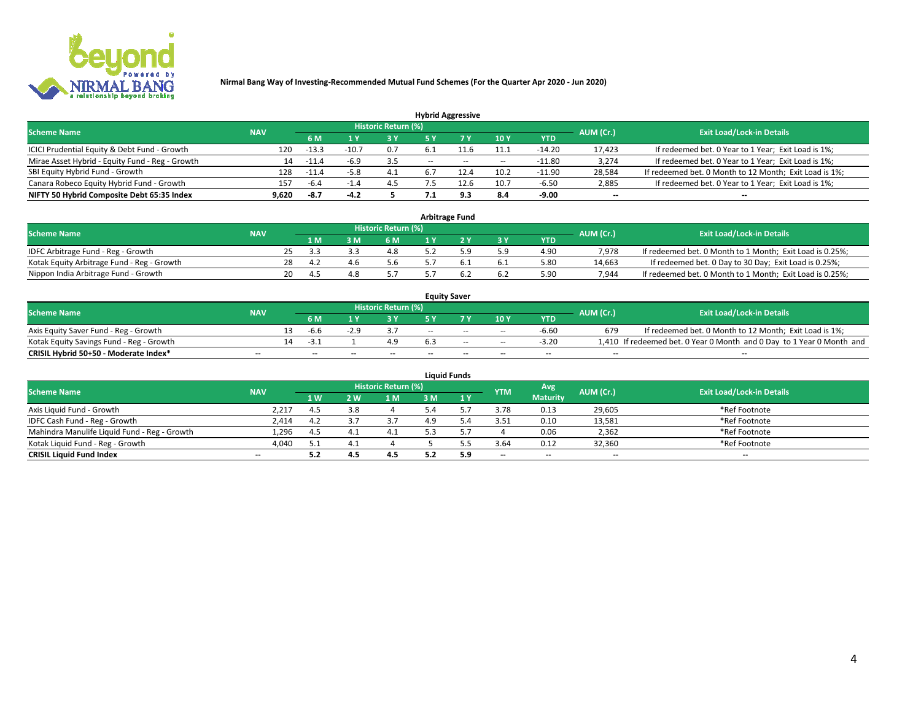**Nirmal Bang Way of Investing-Recommended Mutual Fund Schemes (For the Quarter Apr 2020 - Jun 2020)**

## Hybrid Aggressive

| Scheme Name | NAV | Historic Return (%) | | | | | | | AUM (Cr.) | Exit Load/Lock-in Details |
|---|---|---|---|---|---|---|---|---|---|---|
| | | 6 M | 1 Y | 3 Y | 5 Y | 7 Y | 10 Y | YTD | | |
| ICICI Prudential Equity & Debt Fund - Growth | 120 | -13.3 | -10.7 | 0.7 | 6.1 | 11.6 | 11.1 | -14.20 | 17,423 | If redeemed bet. 0 Year to 1 Year; Exit Load is 1%; |
| Mirae Asset Hybrid - Equity Fund - Reg - Growth | 14 | -11.4 | -6.9 | 3.5 | -- | -- | -- | -11.80 | 3,274 | If redeemed bet. 0 Year to 1 Year; Exit Load is 1%; |
| SBI Equity Hybrid Fund - Growth | 128 | -11.4 | -5.8 | 4.1 | 6.7 | 12.4 | 10.2 | -11.90 | 28,584 | If redeemed bet. 0 Month to 12 Month; Exit Load is 1%; |
| Canara Robeco Equity Hybrid Fund - Growth | 157 | -6.4 | -1.4 | 4.5 | 7.5 | 12.6 | 10.7 | -6.50 | 2,885 | If redeemed bet. 0 Year to 1 Year; Exit Load is 1%; |
| **NIFTY 50 Hybrid Composite Debt 65:35 Index** | **9,620** | **-8.7** | **-4.2** | **5** | **7.1** | **9.3** | **8.4** | **-9.00** | **--** | **--** |

## Arbitrage Fund

| Scheme Name | NAV | Historic Return (%) | | | | | | | AUM (Cr.) | Exit Load/Lock-in Details |
|---|---|---|---|---|---|---|---|---|---|---|
| | | 1 M | 3 M | 6 M | 1 Y | 2 Y | 3 Y | YTD | | |
| IDFC Arbitrage Fund - Reg - Growth | 25 | 3.3 | 3.3 | 4.8 | 5.2 | 5.9 | 5.9 | 4.90 | 7,978 | If redeemed bet. 0 Month to 1 Month; Exit Load is 0.25%; |
| Kotak Equity Arbitrage Fund - Reg - Growth | 28 | 4.2 | 4.6 | 5.6 | 5.7 | 6.1 | 6.1 | 5.80 | 14,663 | If redeemed bet. 0 Day to 30 Day; Exit Load is 0.25%; |
| Nippon India Arbitrage Fund - Growth | 20 | 4.5 | 4.8 | 5.7 | 5.7 | 6.2 | 6.2 | 5.90 | 7,944 | If redeemed bet. 0 Month to 1 Month; Exit Load is 0.25%; |

## Equity Saver

| Scheme Name | NAV | Historic Return (%) | | | | | | | AUM (Cr.) | Exit Load/Lock-in Details |
|---|---|---|---|---|---|---|---|---|---|---|
| | | 6 M | 1 Y | 3 Y | 5 Y | 7 Y | 10 Y | YTD | | |
| Axis Equity Saver Fund - Reg - Growth | 13 | -6.6 | -2.9 | 3.7 | -- | -- | -- | -6.60 | 679 | If redeemed bet. 0 Month to 12 Month; Exit Load is 1%; |
| Kotak Equity Savings Fund - Reg - Growth | 14 | -3.1 | 1 | 4.9 | 6.3 | -- | -- | -3.20 | 1,410 | If redeemed bet. 0 Year 0 Month and 0 Day to 1 Year 0 Month and |
| **CRISIL Hybrid 50+50 - Moderate Index*** | **--** | **--** | **--** | **--** | **--** | **--** | **--** | **--** | **--** | **--** |

## Liquid Funds

| Scheme Name | NAV | Historic Return (%) | | | | | YTM | Avg Maturity | AUM (Cr.) | Exit Load/Lock-in Details |
|---|---|---|---|---|---|---|---|---|---|---|
| | | 1 W | 2 W | 1 M | 3 M | 1 Y | | | | |
| Axis Liquid Fund - Growth | 2,217 | 4.5 | 3.8 | 4 | 5.4 | 5.7 | 3.78 | 0.13 | 29,605 | *Ref Footnote |
| IDFC Cash Fund - Reg - Growth | 2,414 | 4.2 | 3.7 | 3.7 | 4.9 | 5.4 | 3.51 | 0.10 | 13,581 | *Ref Footnote |
| Mahindra Manulife Liquid Fund - Reg - Growth | 1,296 | 4.5 | 4.1 | 4.1 | 5.3 | 5.7 | 4 | 0.06 | 2,362 | *Ref Footnote |
| Kotak Liquid Fund - Reg - Growth | 4,040 | 5.1 | 4.1 | 4 | 5 | 5.5 | 3.64 | 0.12 | 32,360 | *Ref Footnote |
| **CRISIL Liquid Fund Index** | **--** | **5.2** | **4.5** | **4.5** | **5.2** | **5.9** | **--** | **--** | **--** | **--** |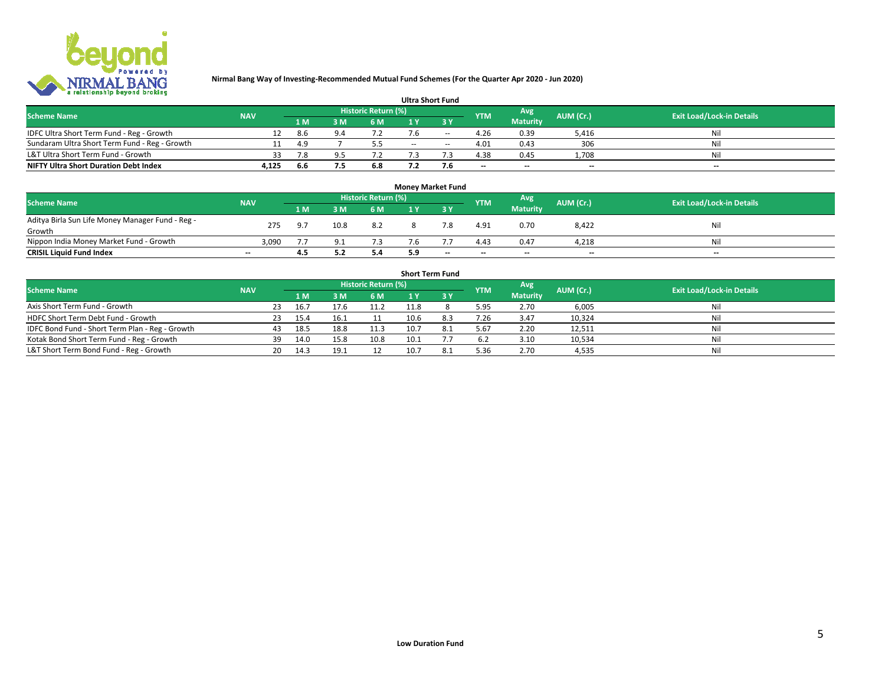Nirmal Bang Way of Investing-Recommended Mutual Fund Schemes (For the Quarter Apr 2020 - Jun 2020)

### Ultra Short Fund

| Scheme Name | NAV | Historic Return (%) | | | | | YTM | Avg Maturity | AUM (Cr.) | Exit Load/Lock-in Details |
|---|---|---|---|---|---|---|---|---|---|---|
| | | 1 M | 3 M | 6 M | 1 Y | 3 Y | | | | |
| IDFC Ultra Short Term Fund - Reg - Growth | 12 | 8.6 | 9.4 | 7.2 | 7.6 | -- | 4.26 | 0.39 | 5,416 | Nil |
| Sundaram Ultra Short Term Fund - Reg - Growth | 11 | 4.9 | 7 | 5.5 | -- | -- | 4.01 | 0.43 | 306 | Nil |
| L&T Ultra Short Term Fund - Growth | 33 | 7.8 | 9.5 | 7.2 | 7.3 | 7.3 | 4.38 | 0.45 | 1,708 | Nil |
| **NIFTY Ultra Short Duration Debt Index** | **4,125** | **6.6** | **7.5** | **6.8** | **7.2** | **7.6** | -- | -- | -- | -- |

### Money Market Fund

| Scheme Name | NAV | Historic Return (%) | | | | | YTM | Avg Maturity | AUM (Cr.) | Exit Load/Lock-in Details |
|---|---|---|---|---|---|---|---|---|---|---|
| | | 1 M | 3 M | 6 M | 1 Y | 3 Y | | | | |
| Aditya Birla Sun Life Money Manager Fund - Reg - Growth | 275 | 9.7 | 10.8 | 8.2 | 8 | 7.8 | 4.91 | 0.70 | 8,422 | Nil |
| Nippon India Money Market Fund - Growth | 3,090 | 7.7 | 9.1 | 7.3 | 7.6 | 7.7 | 4.43 | 0.47 | 4,218 | Nil |
| **CRISIL Liquid Fund Index** | -- | **4.5** | **5.2** | **5.4** | **5.9** | -- | -- | -- | -- | -- |

### Short Term Fund

| Scheme Name | NAV | Historic Return (%) | | | | | YTM | Avg Maturity | AUM (Cr.) | Exit Load/Lock-in Details |
|---|---|---|---|---|---|---|---|---|---|---|
| | | 1 M | 3 M | 6 M | 1 Y | 3 Y | | | | |
| Axis Short Term Fund - Growth | 23 | 16.7 | 17.6 | 11.2 | 11.8 | 8 | 5.95 | 2.70 | 6,005 | Nil |
| HDFC Short Term Debt Fund - Growth | 23 | 15.4 | 16.1 | 11 | 10.6 | 8.3 | 7.26 | 3.47 | 10,324 | Nil |
| IDFC Bond Fund - Short Term Plan - Reg - Growth | 43 | 18.5 | 18.8 | 11.3 | 10.7 | 8.1 | 5.67 | 2.20 | 12,511 | Nil |
| Kotak Bond Short Term Fund - Reg - Growth | 39 | 14.0 | 15.8 | 10.8 | 10.1 | 7.7 | 6.2 | 3.10 | 10,534 | Nil |
| L&T Short Term Bond Fund - Reg - Growth | 20 | 14.3 | 19.1 | 12 | 10.7 | 8.1 | 5.36 | 2.70 | 4,535 | Nil |

Low Duration Fund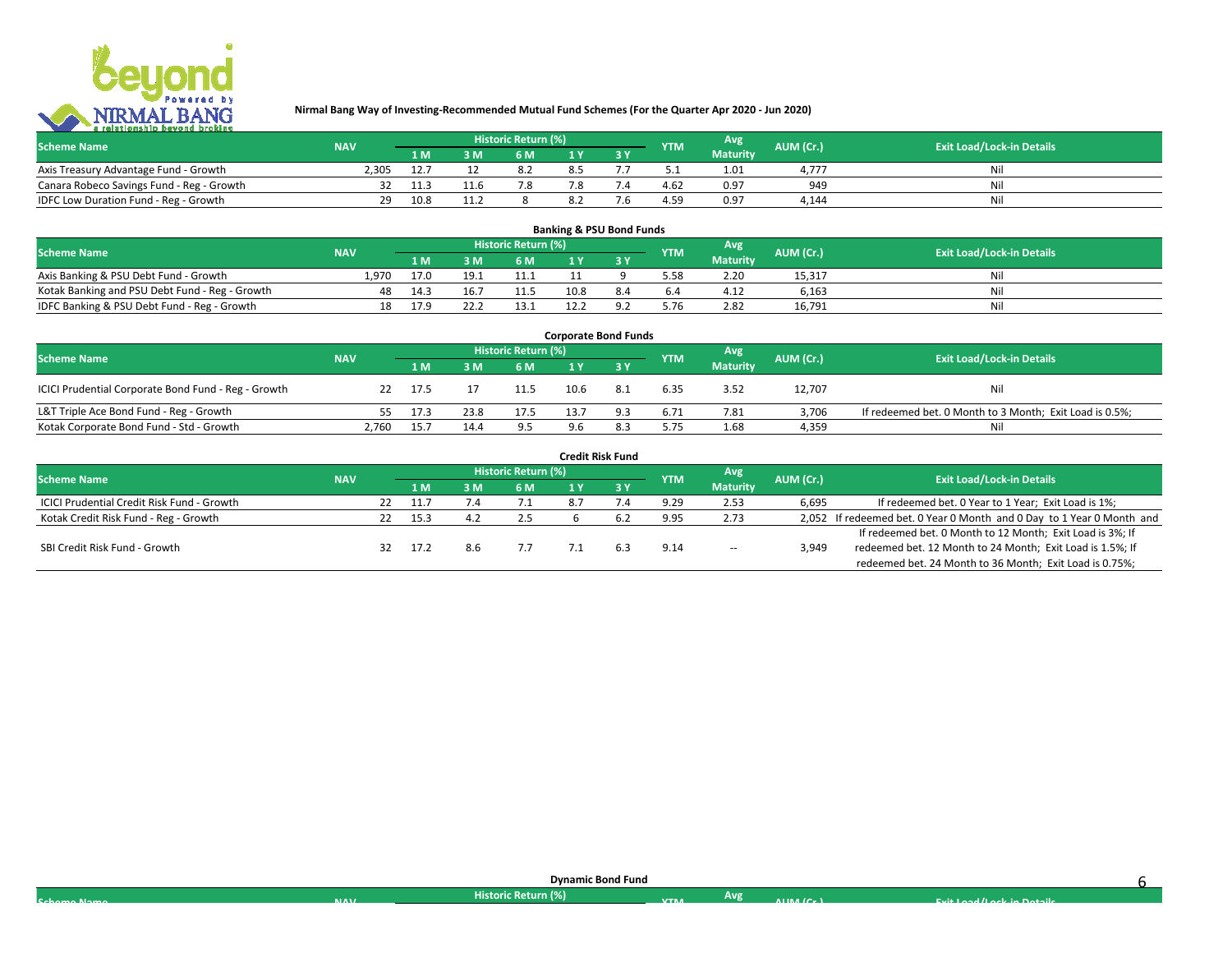**Nirmal Bang Way of Investing-Recommended Mutual Fund Schemes (For the Quarter Apr 2020 - Jun 2020)**

| Scheme Name | NAV | Historic Return (%) | | | | | YTM | Avg Maturity | AUM (Cr.) | Exit Load/Lock-in Details |
|---|---|---|---|---|---|---|---|---|---|---|
| | | 1 M | 3 M | 6 M | 1 Y | 3 Y | | | | |
| Axis Treasury Advantage Fund - Growth | 2,305 | 12.7 | 12 | 8.2 | 8.5 | 7.7 | 5.1 | 1.01 | 4,777 | Nil |
| Canara Robeco Savings Fund - Reg - Growth | 32 | 11.3 | 11.6 | 7.8 | 7.8 | 7.4 | 4.62 | 0.97 | 949 | Nil |
| IDFC Low Duration Fund - Reg - Growth | 29 | 10.8 | 11.2 | 8 | 8.2 | 7.6 | 4.59 | 0.97 | 4,144 | Nil |

## Banking & PSU Bond Funds

| Scheme Name | NAV | Historic Return (%) | | | | | YTM | Avg Maturity | AUM (Cr.) | Exit Load/Lock-in Details |
|---|---|---|---|---|---|---|---|---|---|---|
| | | 1 M | 3 M | 6 M | 1 Y | 3 Y | | | | |
| Axis Banking & PSU Debt Fund - Growth | 1,970 | 17.0 | 19.1 | 11.1 | 11 | 9 | 5.58 | 2.20 | 15,317 | Nil |
| Kotak Banking and PSU Debt Fund - Reg - Growth | 48 | 14.3 | 16.7 | 11.5 | 10.8 | 8.4 | 6.4 | 4.12 | 6,163 | Nil |
| IDFC Banking & PSU Debt Fund - Reg - Growth | 18 | 17.9 | 22.2 | 13.1 | 12.2 | 9.2 | 5.76 | 2.82 | 16,791 | Nil |

## Corporate Bond Funds

| Scheme Name | NAV | Historic Return (%) | | | | | YTM | Avg Maturity | AUM (Cr.) | Exit Load/Lock-in Details |
|---|---|---|---|---|---|---|---|---|---|---|
| | | 1 M | 3 M | 6 M | 1 Y | 3 Y | | | | |
| ICICI Prudential Corporate Bond Fund - Reg - Growth | 22 | 17.5 | 17 | 11.5 | 10.6 | 8.1 | 6.35 | 3.52 | 12,707 | Nil |
| L&T Triple Ace Bond Fund - Reg - Growth | 55 | 17.3 | 23.8 | 17.5 | 13.7 | 9.3 | 6.71 | 7.81 | 3,706 | If redeemed bet. 0 Month to 3 Month; Exit Load is 0.5%; |
| Kotak Corporate Bond Fund - Std - Growth | 2,760 | 15.7 | 14.4 | 9.5 | 9.6 | 8.3 | 5.75 | 1.68 | 4,359 | Nil |

## Credit Risk Fund

| Scheme Name | NAV | Historic Return (%) | | | | | YTM | Avg Maturity | AUM (Cr.) | Exit Load/Lock-in Details |
|---|---|---|---|---|---|---|---|---|---|---|
| | | 1 M | 3 M | 6 M | 1 Y | 3 Y | | | | |
| ICICI Prudential Credit Risk Fund - Growth | 22 | 11.7 | 7.4 | 7.1 | 8.7 | 7.4 | 9.29 | 2.53 | 6,695 | If redeemed bet. 0 Year to 1 Year; Exit Load is 1%; |
| Kotak Credit Risk Fund - Reg - Growth | 22 | 15.3 | 4.2 | 2.5 | 6 | 6.2 | 9.95 | 2.73 | 2,052 | If redeemed bet. 0 Year 0 Month and 0 Day to 1 Year 0 Month and |
| SBI Credit Risk Fund - Growth | 32 | 17.2 | 8.6 | 7.7 | 7.1 | 6.3 | 9.14 | -- | 3,949 | If redeemed bet. 0 Month to 12 Month; Exit Load is 3%; If redeemed bet. 12 Month to 24 Month; Exit Load is 1.5%; If redeemed bet. 24 Month to 36 Month; Exit Load is 0.75%; |

## Dynamic Bond Fund

| Scheme Name | NAV | Historic Return (%) | | | | | YTM | Avg Maturity | AUM (Cr.) | Exit Load/Lock-in Details |
|---|---|---|---|---|---|---|---|---|---|---|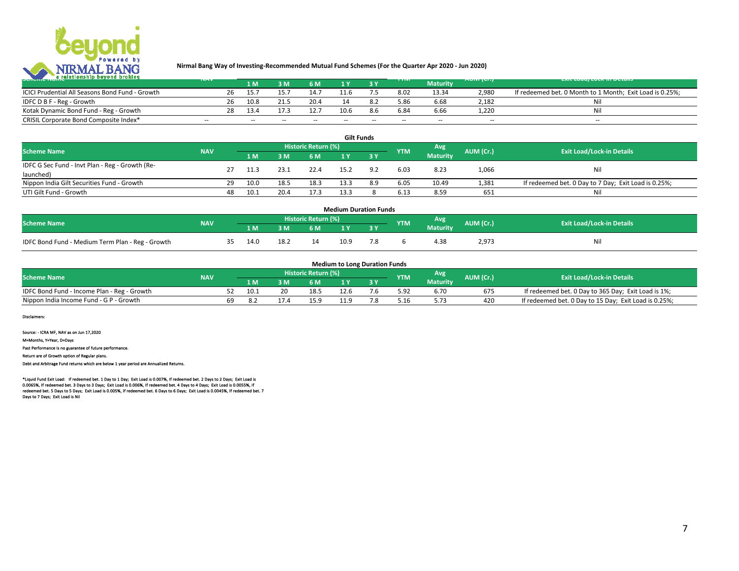**Nirmal Bang Way of Investing-Recommended Mutual Fund Schemes (For the Quarter Apr 2020 - Jun 2020)**

| Scheme Name | NAV | 1 M | 3 M | 6 M | 1 Y | 3 Y | YTM | Avg Maturity | AUM (Cr.) | Exit Load/Lock-in Details |
|---|---|---|---|---|---|---|---|---|---|---|
| ICICI Prudential All Seasons Bond Fund - Growth | 26 | 15.7 | 15.7 | 14.7 | 11.6 | 7.5 | 8.02 | 13.34 | 2,980 | If redeemed bet. 0 Month to 1 Month; Exit Load is 0.25%; |
| IDFC D B F - Reg - Growth | 26 | 10.8 | 21.5 | 20.4 | 14 | 8.2 | 5.86 | 6.68 | 2,182 | Nil |
| Kotak Dynamic Bond Fund - Reg - Growth | 28 | 13.4 | 17.3 | 12.7 | 10.6 | 8.6 | 6.84 | 6.66 | 1,220 | Nil |
| CRISIL Corporate Bond Composite Index* | -- | -- | -- | -- | -- | -- | -- | -- | -- | -- |

### Gilt Funds

| Scheme Name | NAV | Historic Return (%) | | | | | YTM | Avg Maturity | AUM (Cr.) | Exit Load/Lock-in Details |
|---|---|---|---|---|---|---|---|---|---|---|
| | | 1 M | 3 M | 6 M | 1 Y | 3 Y | | | | |
| IDFC G Sec Fund - Invt Plan - Reg - Growth (Re-launched) | 27 | 11.3 | 23.1 | 22.4 | 15.2 | 9.2 | 6.03 | 8.23 | 1,066 | Nil |
| Nippon India Gilt Securities Fund - Growth | 29 | 10.0 | 18.5 | 18.3 | 13.3 | 8.9 | 6.05 | 10.49 | 1,381 | If redeemed bet. 0 Day to 7 Day; Exit Load is 0.25%; |
| UTI Gilt Fund - Growth | 48 | 10.1 | 20.4 | 17.3 | 13.3 | 8 | 6.13 | 8.59 | 651 | Nil |

### Medium Duration Funds

| Scheme Name | NAV | Historic Return (%) | | | | | YTM | Avg Maturity | AUM (Cr.) | Exit Load/Lock-in Details |
|---|---|---|---|---|---|---|---|---|---|---|
| | | 1 M | 3 M | 6 M | 1 Y | 3 Y | | | | |
| IDFC Bond Fund - Medium Term Plan - Reg - Growth | 35 | 14.0 | 18.2 | 14 | 10.9 | 7.8 | 6 | 4.38 | 2,973 | Nil |

### Medium to Long Duration Funds

| Scheme Name | NAV | Historic Return (%) | | | | | YTM | Avg Maturity | AUM (Cr.) | Exit Load/Lock-in Details |
|---|---|---|---|---|---|---|---|---|---|---|
| | | 1 M | 3 M | 6 M | 1 Y | 3 Y | | | | |
| IDFC Bond Fund - Income Plan - Reg - Growth | 52 | 10.1 | 20 | 18.5 | 12.6 | 7.6 | 5.92 | 6.70 | 675 | If redeemed bet. 0 Day to 365 Day; Exit Load is 1%; |
| Nippon India Income Fund - G P - Growth | 69 | 8.2 | 17.4 | 15.9 | 11.9 | 7.8 | 5.16 | 5.73 | 420 | If redeemed bet. 0 Day to 15 Day; Exit Load is 0.25%; |

Disclaimers:

Source: - ICRA MF, NAV as on Jun 17,2020

M=Months, Y=Year, D=Days

Past Performance is no guarantee of future performance.

Return are of Growth option of Regular plans.

Debt and Arbitrage Fund returns which are below 1 year period are Annualized Returns.

*Liquid Fund Exit Load: If redeemed bet. 1 Day to 1 Day; Exit Load is 0.007%, If redeemed bet. 2 Days to 2 Days; Exit Load is 0.0065%, If redeemed bet. 3 Days to 3 Days; Exit Load is 0.006%, If redeemed bet. 4 Days to 4 Days; Exit Load is 0.0055%, If redeemed bet. 5 Days to 5 Days; Exit Load is 0.005%, If redeemed bet. 6 Days to 6 Days; Exit Load is 0.0045%, If redeemed bet. 7 Days to 7 Days; Exit Load is Nil